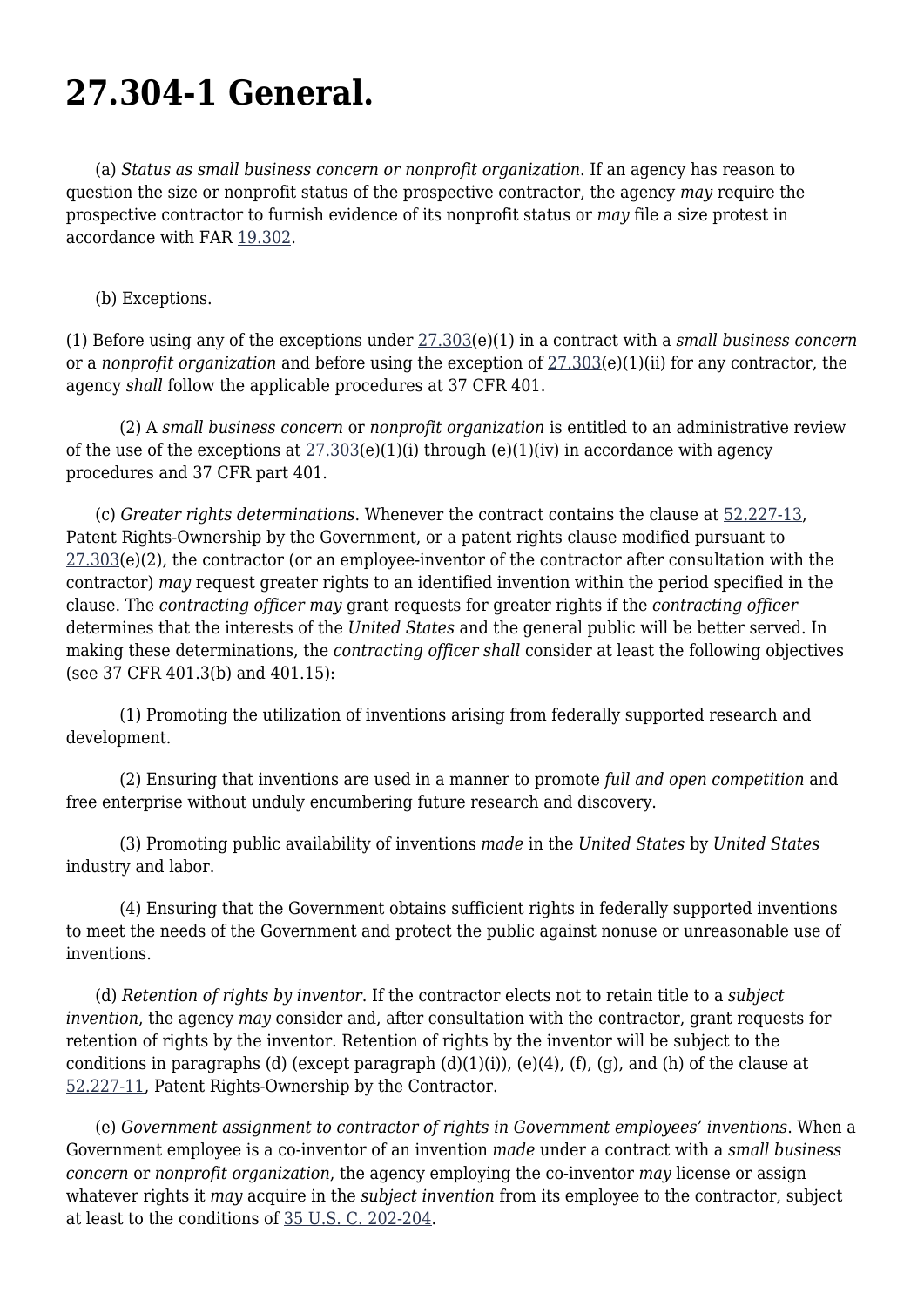# 27.304-1 General.

(a) *Status as small business concern or nonprofit organization*. If an agency has reason to question the size or nonprofit status of the prospective contractor, the agency *may* require the prospective contractor to furnish evidence of its nonprofit status or *may* file a size protest in accordance with FAR 19.302.

(b) Exceptions.

(1) Before using any of the exceptions under 27.303(e)(1) in a contract with a *small business concern* or a *nonprofit organization* and before using the exception of 27.303(e)(1)(ii) for any contractor, the agency *shall* follow the applicable procedures at 37 CFR 401.

(2) A *small business concern* or *nonprofit organization* is entitled to an administrative review of the use of the exceptions at 27.303(e)(1)(i) through (e)(1)(iv) in accordance with agency procedures and 37 CFR part 401.

(c) *Greater rights determinations*. Whenever the contract contains the clause at 52.227-13, Patent Rights-Ownership by the Government, or a patent rights clause modified pursuant to 27.303(e)(2), the contractor (or an employee-inventor of the contractor after consultation with the contractor) *may* request greater rights to an identified invention within the period specified in the clause. The *contracting officer may* grant requests for greater rights if the *contracting officer* determines that the interests of the *United States* and the general public will be better served. In making these determinations, the *contracting officer shall* consider at least the following objectives (see 37 CFR 401.3(b) and 401.15):

(1) Promoting the utilization of inventions arising from federally supported research and development.

(2) Ensuring that inventions are used in a manner to promote *full and open competition* and free enterprise without unduly encumbering future research and discovery.

(3) Promoting public availability of inventions *made* in the *United States* by *United States* industry and labor.

(4) Ensuring that the Government obtains sufficient rights in federally supported inventions to meet the needs of the Government and protect the public against nonuse or unreasonable use of inventions.

(d) *Retention of rights by inventor*. If the contractor elects not to retain title to a *subject invention*, the agency *may* consider and, after consultation with the contractor, grant requests for retention of rights by the inventor. Retention of rights by the inventor will be subject to the conditions in paragraphs (d) (except paragraph (d)(1)(i)), (e)(4), (f), (g), and (h) of the clause at 52.227-11, Patent Rights-Ownership by the Contractor.

(e) *Government assignment to contractor of rights in Government employees' inventions*. When a Government employee is a co-inventor of an invention *made* under a contract with a *small business concern* or *nonprofit organization*, the agency employing the co-inventor *may* license or assign whatever rights it *may* acquire in the *subject invention* from its employee to the contractor, subject at least to the conditions of 35 U.S. C. 202-204.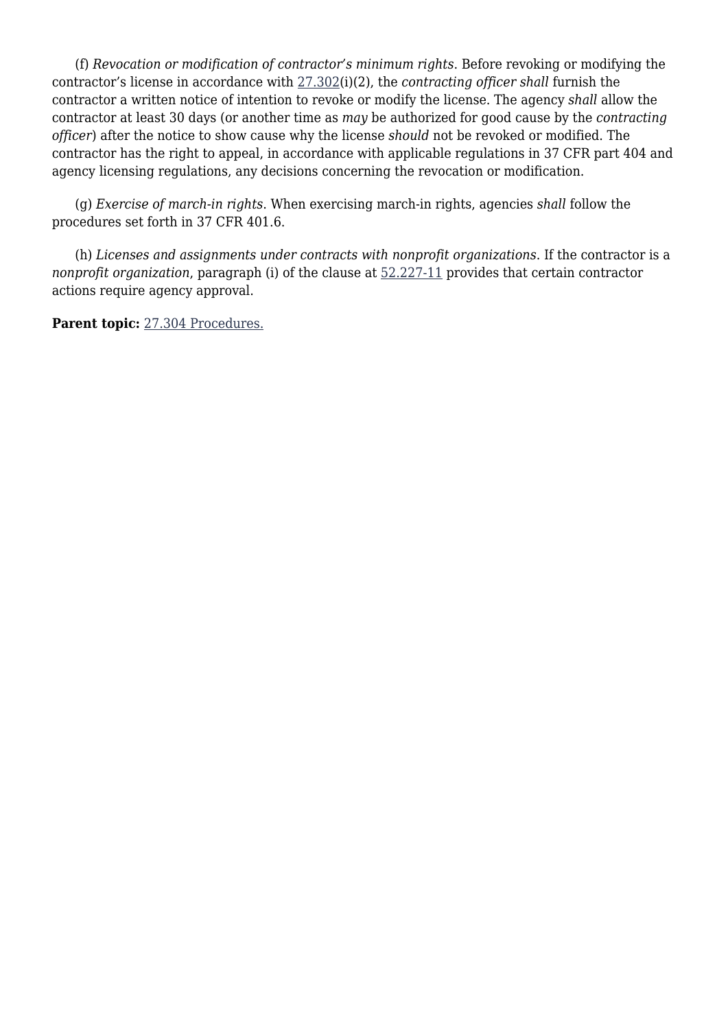(f) *Revocation or modification of contractor's minimum rights*. Before revoking or modifying the contractor's license in accordance with 27.302(i)(2), the *contracting officer shall* furnish the contractor a written notice of intention to revoke or modify the license. The agency *shall* allow the contractor at least 30 days (or another time as *may* be authorized for good cause by the *contracting officer*) after the notice to show cause why the license *should* not be revoked or modified. The contractor has the right to appeal, in accordance with applicable regulations in 37 CFR part 404 and agency licensing regulations, any decisions concerning the revocation or modification.

(g) *Exercise of march-in rights*. When exercising march-in rights, agencies *shall* follow the procedures set forth in 37 CFR 401.6.

(h) *Licenses and assignments under contracts with nonprofit organizations*. If the contractor is a *nonprofit organization*, paragraph (i) of the clause at 52.227-11 provides that certain contractor actions require agency approval.

**Parent topic:** 27.304 Procedures.